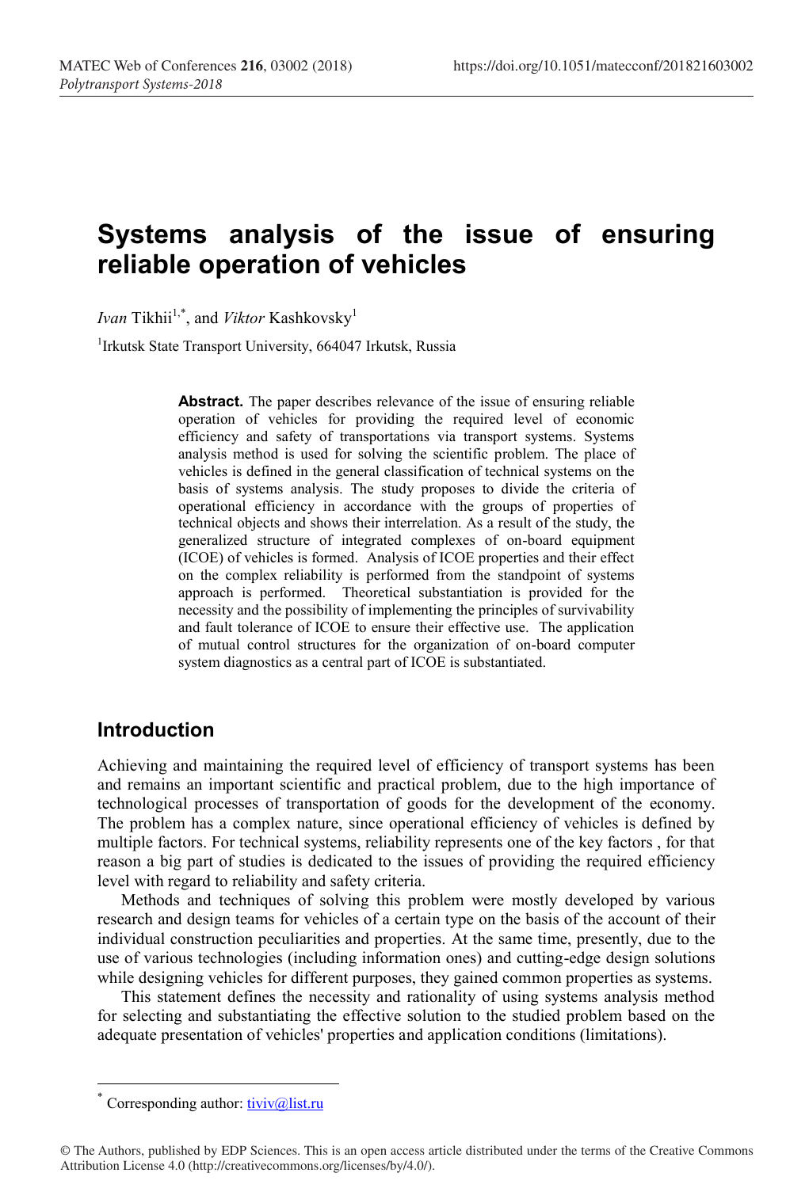# Systems analysis of the issue of ensuring reliable operation of vehicles

*Ivan* Tikhii[1,*], and *Viktor* Kashkovsky[1]

[1]Irkutsk State Transport University, 664047 Irkutsk, Russia

**Abstract.** The paper describes relevance of the issue of ensuring reliable operation of vehicles for providing the required level of economic efficiency and safety of transportations via transport systems. Systems analysis method is used for solving the scientific problem. The place of vehicles is defined in the general classification of technical systems on the basis of systems analysis. The study proposes to divide the criteria of operational efficiency in accordance with the groups of properties of technical objects and shows their interrelation. As a result of the study, the generalized structure of integrated complexes of on-board equipment (ICOE) of vehicles is formed. Analysis of ICOE properties and their effect on the complex reliability is performed from the standpoint of systems approach is performed. Theoretical substantiation is provided for the necessity and the possibility of implementing the principles of survivability and fault tolerance of ICOE to ensure their effective use. The application of mutual control structures for the organization of on-board computer system diagnostics as a central part of ICOE is substantiated.

## Introduction

Achieving and maintaining the required level of efficiency of transport systems has been and remains an important scientific and practical problem, due to the high importance of technological processes of transportation of goods for the development of the economy. The problem has a complex nature, since operational efficiency of vehicles is defined by multiple factors. For technical systems, reliability represents one of the key factors , for that reason a big part of studies is dedicated to the issues of providing the required efficiency level with regard to reliability and safety criteria.

Methods and techniques of solving this problem were mostly developed by various research and design teams for vehicles of a certain type on the basis of the account of their individual construction peculiarities and properties. At the same time, presently, due to the use of various technologies (including information ones) and cutting-edge design solutions while designing vehicles for different purposes, they gained common properties as systems.

This statement defines the necessity and rationality of using systems analysis method for selecting and substantiating the effective solution to the studied problem based on the adequate presentation of vehicles' properties and application conditions (limitations).

* Corresponding author: tiviv@list.ru

© The Authors, published by EDP Sciences. This is an open access article distributed under the terms of the Creative Commons Attribution License 4.0 (http://creativecommons.org/licenses/by/4.0/).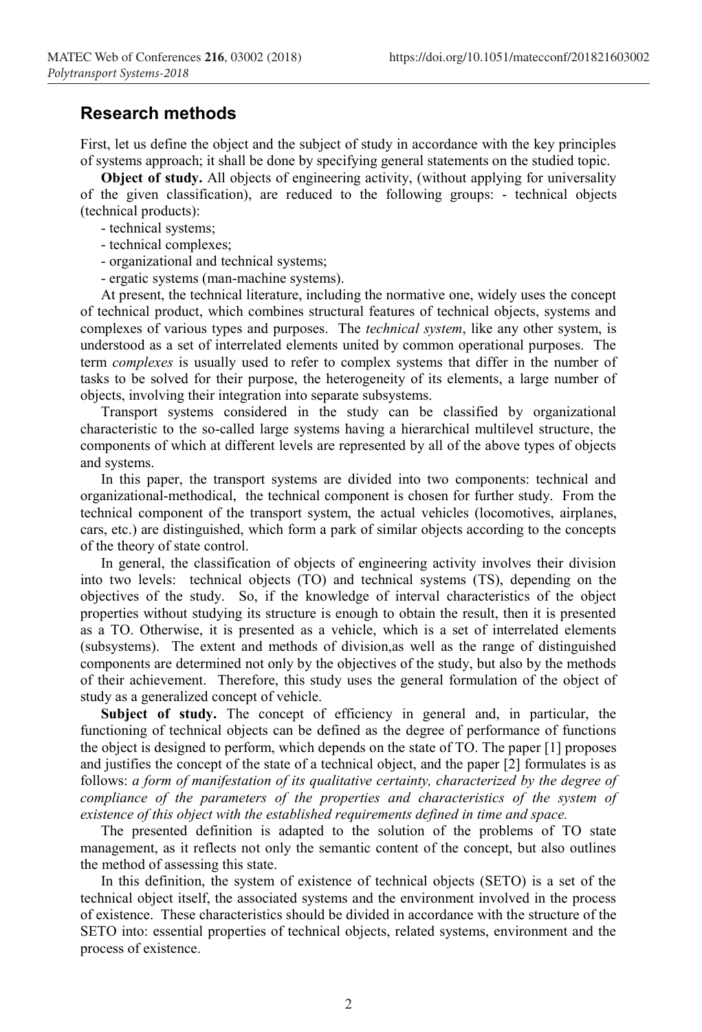## Research methods

First, let us define the object and the subject of study in accordance with the key principles of systems approach; it shall be done by specifying general statements on the studied topic.

**Object of study.** All objects of engineering activity, (without applying for universality of the given classification), are reduced to the following groups: - technical objects (technical products):

- technical systems;
- technical complexes;
- organizational and technical systems;
- ergatic systems (man-machine systems).

At present, the technical literature, including the normative one, widely uses the concept of technical product, which combines structural features of technical objects, systems and complexes of various types and purposes. The *technical system*, like any other system, is understood as a set of interrelated elements united by common operational purposes. The term *complexes* is usually used to refer to complex systems that differ in the number of tasks to be solved for their purpose, the heterogeneity of its elements, a large number of objects, involving their integration into separate subsystems.

Transport systems considered in the study can be classified by organizational characteristic to the so-called large systems having a hierarchical multilevel structure, the components of which at different levels are represented by all of the above types of objects and systems.

In this paper, the transport systems are divided into two components: technical and organizational-methodical, the technical component is chosen for further study. From the technical component of the transport system, the actual vehicles (locomotives, airplanes, cars, etc.) are distinguished, which form a park of similar objects according to the concepts of the theory of state control.

In general, the classification of objects of engineering activity involves their division into two levels: technical objects (TO) and technical systems (TS), depending on the objectives of the study. So, if the knowledge of interval characteristics of the object properties without studying its structure is enough to obtain the result, then it is presented as a TO. Otherwise, it is presented as a vehicle, which is a set of interrelated elements (subsystems). The extent and methods of division,as well as the range of distinguished components are determined not only by the objectives of the study, but also by the methods of their achievement. Therefore, this study uses the general formulation of the object of study as a generalized concept of vehicle.

**Subject of study.** The concept of efficiency in general and, in particular, the functioning of technical objects can be defined as the degree of performance of functions the object is designed to perform, which depends on the state of TO. The paper [1] proposes and justifies the concept of the state of a technical object, and the paper [2] formulates is as follows: *a form of manifestation of its qualitative certainty, characterized by the degree of compliance of the parameters of the properties and characteristics of the system of existence of this object with the established requirements defined in time and space.*

The presented definition is adapted to the solution of the problems of TO state management, as it reflects not only the semantic content of the concept, but also outlines the method of assessing this state.

In this definition, the system of existence of technical objects (SETO) is a set of the technical object itself, the associated systems and the environment involved in the process of existence. These characteristics should be divided in accordance with the structure of the SETO into: essential properties of technical objects, related systems, environment and the process of existence.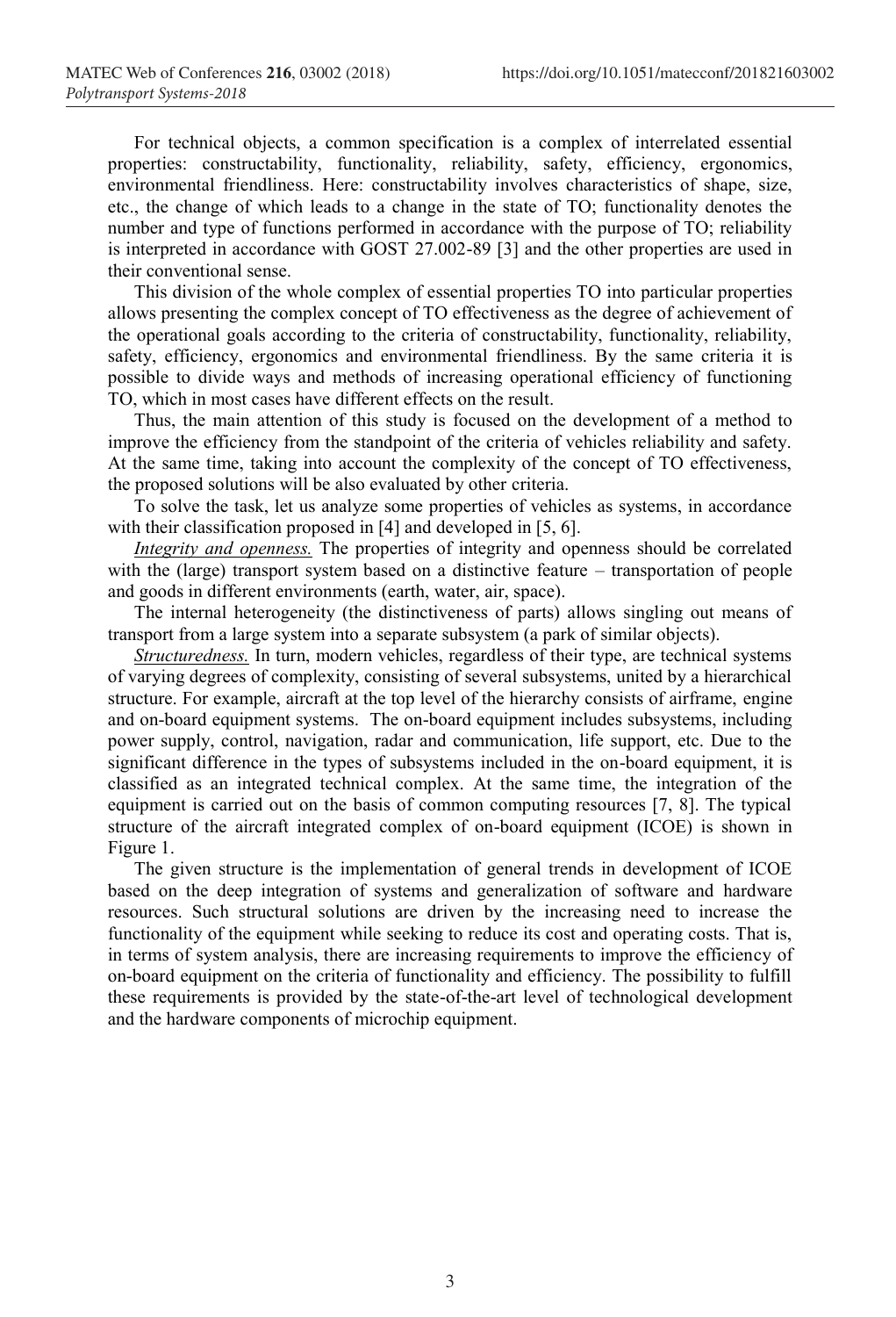For technical objects, a common specification is a complex of interrelated essential properties: constructability, functionality, reliability, safety, efficiency, ergonomics, environmental friendliness. Here: constructability involves characteristics of shape, size, etc., the change of which leads to a change in the state of TO; functionality denotes the number and type of functions performed in accordance with the purpose of TO; reliability is interpreted in accordance with GOST 27.002-89 [3] and the other properties are used in their conventional sense.

This division of the whole complex of essential properties TO into particular properties allows presenting the complex concept of TO effectiveness as the degree of achievement of the operational goals according to the criteria of constructability, functionality, reliability, safety, efficiency, ergonomics and environmental friendliness. By the same criteria it is possible to divide ways and methods of increasing operational efficiency of functioning TO, which in most cases have different effects on the result.

Thus, the main attention of this study is focused on the development of a method to improve the efficiency from the standpoint of the criteria of vehicles reliability and safety. At the same time, taking into account the complexity of the concept of TO effectiveness, the proposed solutions will be also evaluated by other criteria.

To solve the task, let us analyze some properties of vehicles as systems, in accordance with their classification proposed in [4] and developed in [5, 6].

*Integrity and openness.* The properties of integrity and openness should be correlated with the (large) transport system based on a distinctive feature – transportation of people and goods in different environments (earth, water, air, space).

The internal heterogeneity (the distinctiveness of parts) allows singling out means of transport from a large system into a separate subsystem (a park of similar objects).

*Structuredness.* In turn, modern vehicles, regardless of their type, are technical systems of varying degrees of complexity, consisting of several subsystems, united by a hierarchical structure. For example, aircraft at the top level of the hierarchy consists of airframe, engine and on-board equipment systems. The on-board equipment includes subsystems, including power supply, control, navigation, radar and communication, life support, etc. Due to the significant difference in the types of subsystems included in the on-board equipment, it is classified as an integrated technical complex. At the same time, the integration of the equipment is carried out on the basis of common computing resources [7, 8]. The typical structure of the aircraft integrated complex of on-board equipment (ICOE) is shown in Figure 1.

The given structure is the implementation of general trends in development of ICOE based on the deep integration of systems and generalization of software and hardware resources. Such structural solutions are driven by the increasing need to increase the functionality of the equipment while seeking to reduce its cost and operating costs. That is, in terms of system analysis, there are increasing requirements to improve the efficiency of on-board equipment on the criteria of functionality and efficiency. The possibility to fulfill these requirements is provided by the state-of-the-art level of technological development and the hardware components of microchip equipment.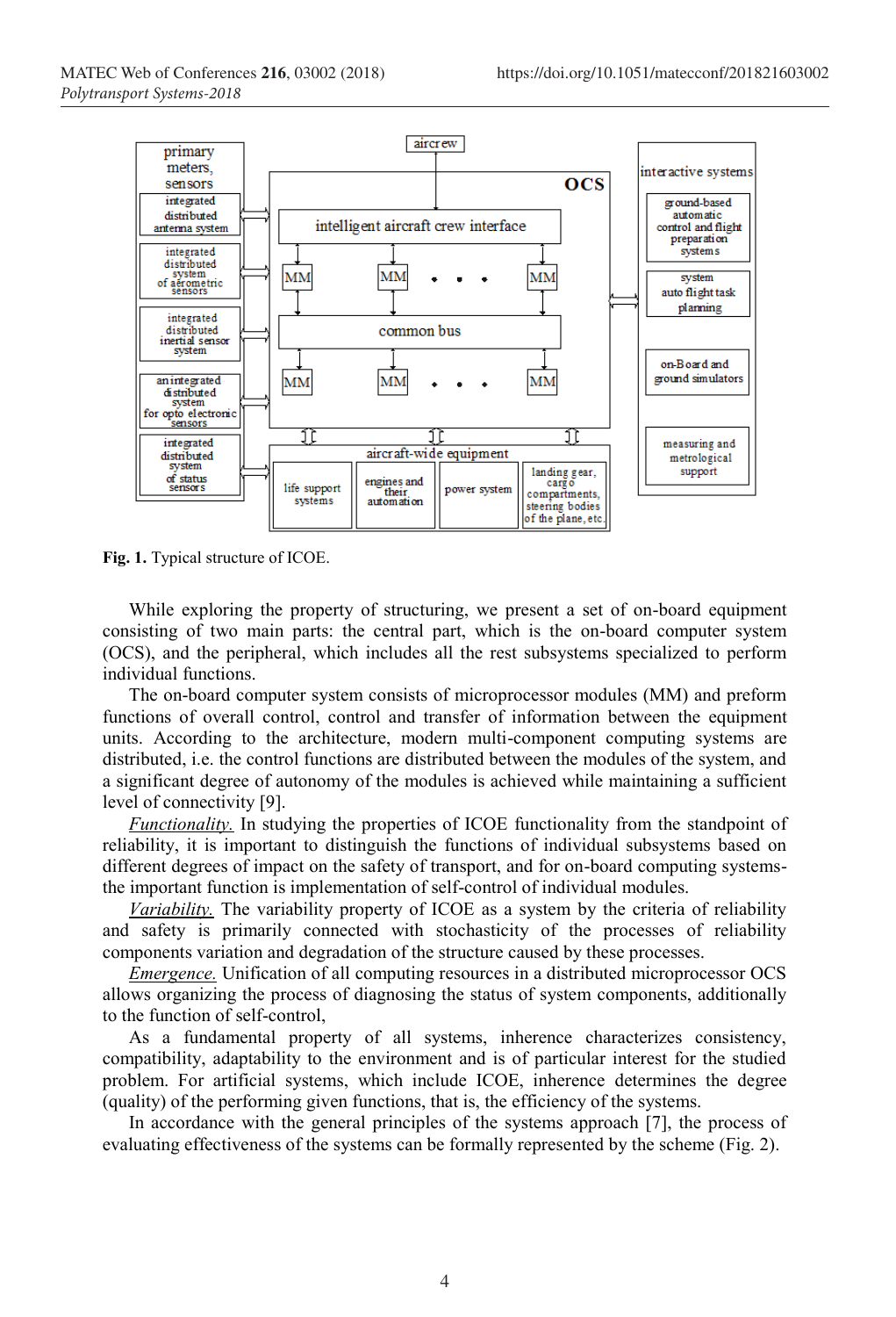Fig. 1. Typical structure of ICOE.

While exploring the property of structuring, we present a set of on-board equipment consisting of two main parts: the central part, which is the on-board computer system (OCS), and the peripheral, which includes all the rest subsystems specialized to perform individual functions.

The on-board computer system consists of microprocessor modules (MM) and preform functions of overall control, control and transfer of information between the equipment units. According to the architecture, modern multi-component computing systems are distributed, i.e. the control functions are distributed between the modules of the system, and a significant degree of autonomy of the modules is achieved while maintaining a sufficient level of connectivity [9].

*Functionality.* In studying the properties of ICOE functionality from the standpoint of reliability, it is important to distinguish the functions of individual subsystems based on different degrees of impact on the safety of transport, and for on-board computing systems- the important function is implementation of self-control of individual modules.

*Variability.* The variability property of ICOE as a system by the criteria of reliability and safety is primarily connected with stochasticity of the processes of reliability components variation and degradation of the structure caused by these processes.

*Emergence.* Unification of all computing resources in a distributed microprocessor OCS allows organizing the process of diagnosing the status of system components, additionally to the function of self-control,

As a fundamental property of all systems, inherence characterizes consistency, compatibility, adaptability to the environment and is of particular interest for the studied problem. For artificial systems, which include ICOE, inherence determines the degree (quality) of the performing given functions, that is, the efficiency of the systems.

In accordance with the general principles of the systems approach [7], the process of evaluating effectiveness of the systems can be formally represented by the scheme (Fig. 2).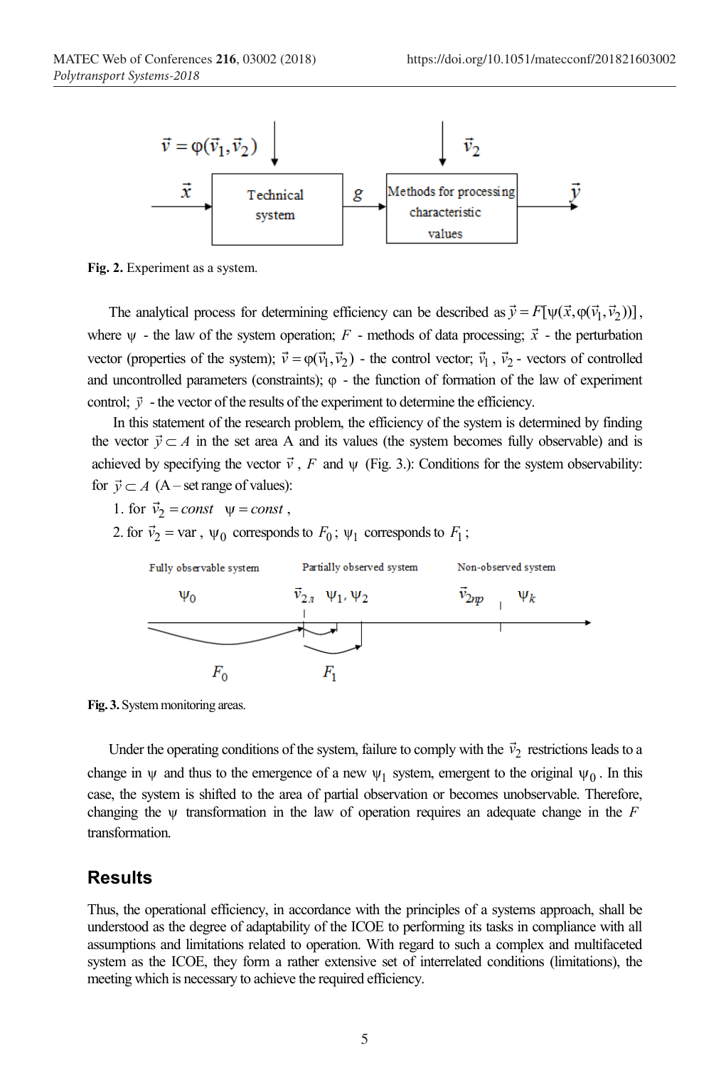Fig. 2. Experiment as a system.

The analytical process for determining efficiency can be described as $\vec{y} = F[\psi(\vec{x}, \varphi(\vec{v}_1, \vec{v}_2))]$, where $\psi$ - the law of the system operation; $F$ - methods of data processing; $\vec{x}$ - the perturbation vector (properties of the system); $\vec{v} = \varphi(\vec{v}_1, \vec{v}_2)$ - the control vector; $\vec{v}_1$, $\vec{v}_2$ - vectors of controlled and uncontrolled parameters (constraints); $\varphi$ - the function of formation of the law of experiment control; $\vec{y}$ - the vector of the results of the experiment to determine the efficiency.

In this statement of the research problem, the efficiency of the system is determined by finding the vector $\vec{y} \subset A$ in the set area A and its values (the system becomes fully observable) and is achieved by specifying the vector $\vec{v}$, $F$ and $\psi$ (Fig. 3.): Conditions for the system observability: for $\vec{y} \subset A$ (A – set range of values):

1. for $\vec{v}_2 = const$ $\psi = const$,
2. for $\vec{v}_2 = \text{var}$, $\psi_0$ corresponds to $F_0$; $\psi_1$ corresponds to $F_1$;

Fig. 3. System monitoring areas.

Under the operating conditions of the system, failure to comply with the $\vec{v}_2$ restrictions leads to a change in $\psi$ and thus to the emergence of a new $\psi_1$ system, emergent to the original $\psi_0$. In this case, the system is shifted to the area of partial observation or becomes unobservable. Therefore, changing the $\psi$ transformation in the law of operation requires an adequate change in the $F$ transformation.

## Results

Thus, the operational efficiency, in accordance with the principles of a systems approach, shall be understood as the degree of adaptability of the ICOE to performing its tasks in compliance with all assumptions and limitations related to operation. With regard to such a complex and multifaceted system as the ICOE, they form a rather extensive set of interrelated conditions (limitations), the meeting which is necessary to achieve the required efficiency.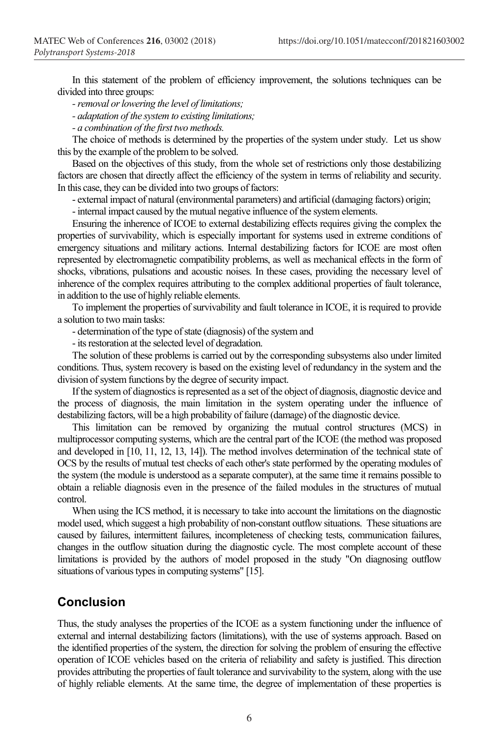In this statement of the problem of efficiency improvement, the solutions techniques can be divided into three groups:

*- removal or lowering the level of limitations;*

*- adaptation of the system to existing limitations;*

*- a combination of the first two methods.*

The choice of methods is determined by the properties of the system under study. Let us show this by the example of the problem to be solved.

Based on the objectives of this study, from the whole set of restrictions only those destabilizing factors are chosen that directly affect the efficiency of the system in terms of reliability and security. In this case, they can be divided into two groups of factors:

- external impact of natural (environmental parameters) and artificial (damaging factors) origin;
- internal impact caused by the mutual negative influence of the system elements.

Ensuring the inherence of ICOE to external destabilizing effects requires giving the complex the properties of survivability, which is especially important for systems used in extreme conditions of emergency situations and military actions. Internal destabilizing factors for ICOE are most often represented by electromagnetic compatibility problems, as well as mechanical effects in the form of shocks, vibrations, pulsations and acoustic noises. In these cases, providing the necessary level of inherence of the complex requires attributing to the complex additional properties of fault tolerance, in addition to the use of highly reliable elements.

To implement the properties of survivability and fault tolerance in ICOE, it is required to provide a solution to two main tasks:

- determination of the type of state (diagnosis) of the system and
- its restoration at the selected level of degradation.

The solution of these problems is carried out by the corresponding subsystems also under limited conditions. Thus, system recovery is based on the existing level of redundancy in the system and the division of system functions by the degree of security impact.

If the system of diagnostics is represented as a set of the object of diagnosis, diagnostic device and the process of diagnosis, the main limitation in the system operating under the influence of destabilizing factors, will be a high probability of failure (damage) of the diagnostic device.

This limitation can be removed by organizing the mutual control structures (MCS) in multiprocessor computing systems, which are the central part of the ICOE (the method was proposed and developed in [10, 11, 12, 13, 14]). The method involves determination of the technical state of OCS by the results of mutual test checks of each other's state performed by the operating modules of the system (the module is understood as a separate computer), at the same time it remains possible to obtain a reliable diagnosis even in the presence of the failed modules in the structures of mutual control.

When using the ICS method, it is necessary to take into account the limitations on the diagnostic model used, which suggest a high probability of non-constant outflow situations. These situations are caused by failures, intermittent failures, incompleteness of checking tests, communication failures, changes in the outflow situation during the diagnostic cycle. The most complete account of these limitations is provided by the authors of model proposed in the study "On diagnosing outflow situations of various types in computing systems" [15].

## Conclusion

Thus, the study analyses the properties of the ICOE as a system functioning under the influence of external and internal destabilizing factors (limitations), with the use of systems approach. Based on the identified properties of the system, the direction for solving the problem of ensuring the effective operation of ICOE vehicles based on the criteria of reliability and safety is justified. This direction provides attributing the properties of fault tolerance and survivability to the system, along with the use of highly reliable elements. At the same time, the degree of implementation of these properties is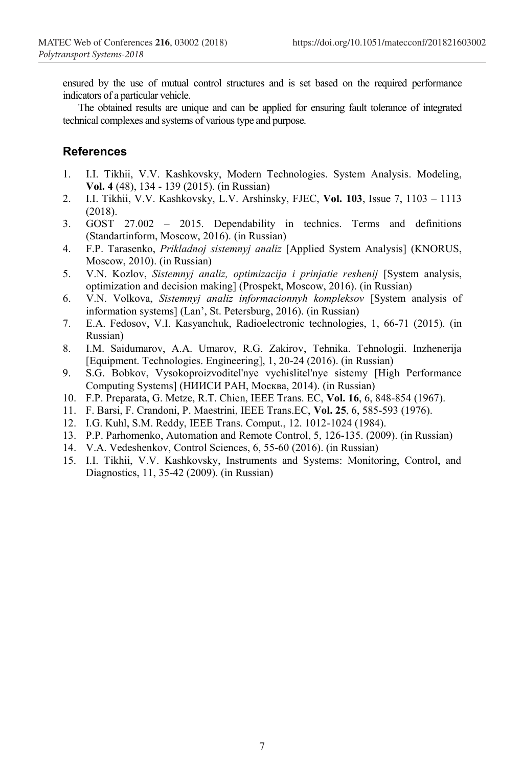ensured by the use of mutual control structures and is set based on the required performance indicators of a particular vehicle.

The obtained results are unique and can be applied for ensuring fault tolerance of integrated technical complexes and systems of various type and purpose.

## References

1. I.I. Tikhii, V.V. Kashkovsky, Modern Technologies. System Analysis. Modeling, **Vol. 4** (48), 134 - 139 (2015). (in Russian)
2. I.I. Tikhii, V.V. Kashkovsky, L.V. Arshinsky, FJEC, **Vol. 103**, Issue 7, 1103 – 1113 (2018).
3. GOST 27.002 – 2015. Dependability in technics. Terms and definitions (Standartinform, Moscow, 2016). (in Russian)
4. F.P. Tarasenko, *Prikladnoj sistemnyj analiz* [Applied System Analysis] (KNORUS, Moscow, 2010). (in Russian)
5. V.N. Kozlov, *Sistemnyj analiz, optimizacija i prinjatie reshenij* [System analysis, optimization and decision making] (Prospekt, Moscow, 2016). (in Russian)
6. V.N. Volkova, *Sistemnyj analiz informacionnyh kompleksov* [System analysis of information systems] (Lan', St. Petersburg, 2016). (in Russian)
7. E.A. Fedosov, V.I. Kasyanchuk, Radioelectronic technologies, 1, 66-71 (2015). (in Russian)
8. I.M. Saidumarov, A.A. Umarov, R.G. Zakirov, Tehnika. Tehnologii. Inzhenerija [Equipment. Technologies. Engineering], 1, 20-24 (2016). (in Russian)
9. S.G. Bobkov, Vysokoproizvoditel'nye vychislitel'nye sistemy [High Performance Computing Systems] (НИИСИ РАН, Москва, 2014). (in Russian)
10. F.P. Preparata, G. Metze, R.T. Chien, IEEE Trans. EC, **Vol. 16**, 6, 848-854 (1967).
11. F. Barsi, F. Crandoni, P. Maestrini, IEEE Trans.EC, **Vol. 25**, 6, 585-593 (1976).
12. I.G. Kuhl, S.M. Reddy, IEEE Trans. Comput., 12. 1012-1024 (1984).
13. P.P. Parhomenko, Automation and Remote Control, 5, 126-135. (2009). (in Russian)
14. V.A. Vedeshenkov, Control Sciences, 6, 55-60 (2016). (in Russian)
15. I.I. Tikhii, V.V. Kashkovsky, Instruments and Systems: Monitoring, Control, and Diagnostics, 11, 35-42 (2009). (in Russian)